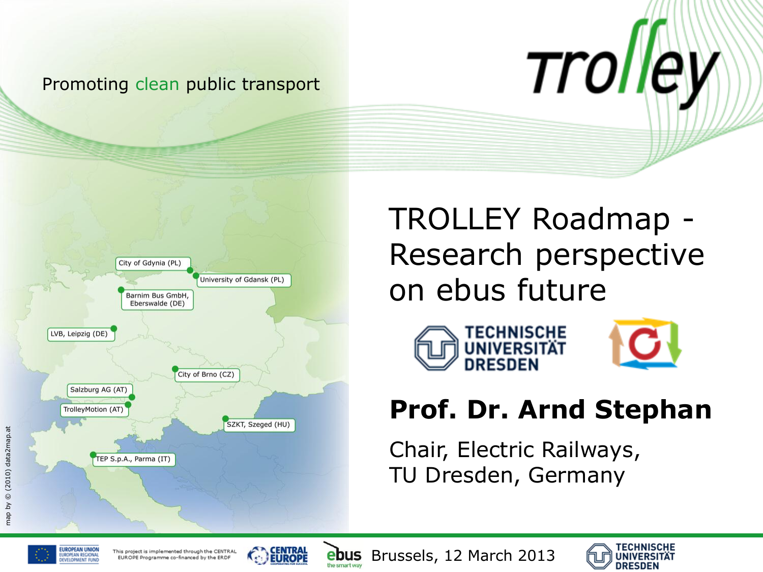Promoting clean public transport

# Trolley

# TROLLEY Roadmap - Research perspective on ebus future

TECHNISCHE UNIVERSITÄT DRESDEN

City of Gdynia (PL)

University of Gdansk (PL)

Barnim Bus GmbH, Eberswalde (DE)

LVB, Leipzig (DE)

City of Brno (CZ)

Salzburg AG (AT)

TrolleyMotion (AT)

SZKT, Szeged (HU)

TEP S.p.A., Parma (IT)

map by © (2010) data2map.at

**Prof. Dr. Arnd Stephan**

Chair, Electric Railways,
TU Dresden, Germany

EUROPEAN UNION EUROPEAN REGIONAL DEVELOPMENT FUND

This project is implemented through the CENTRAL EUROPE Programme co-financed by the ERDF

CENTRAL EUROPE COOPERATING FOR SUCCESS.

ebus the smart way

Brussels, 12 March 2013

TECHNISCHE UNIVERSITÄT DRESDEN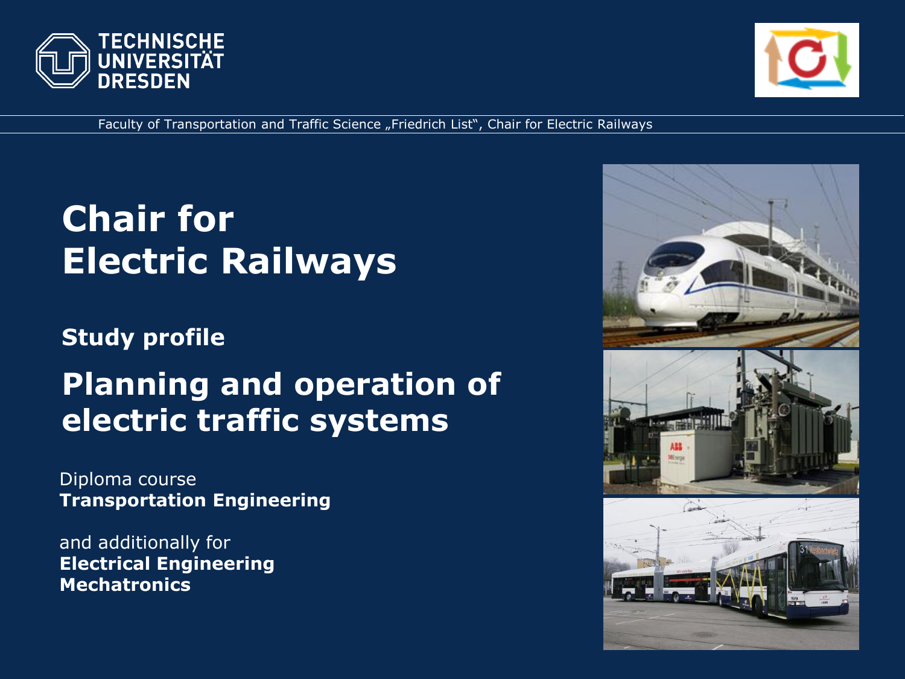TECHNISCHE UNIVERSITÄT DRESDEN

Faculty of Transportation and Traffic Science „Friedrich List", Chair for Electric Railways

# Chair for Electric Railways

**Study profile**

## Planning and operation of electric traffic systems

Diploma course
**Transportation Engineering**

and additionally for
**Electrical Engineering**
**Mechatronics**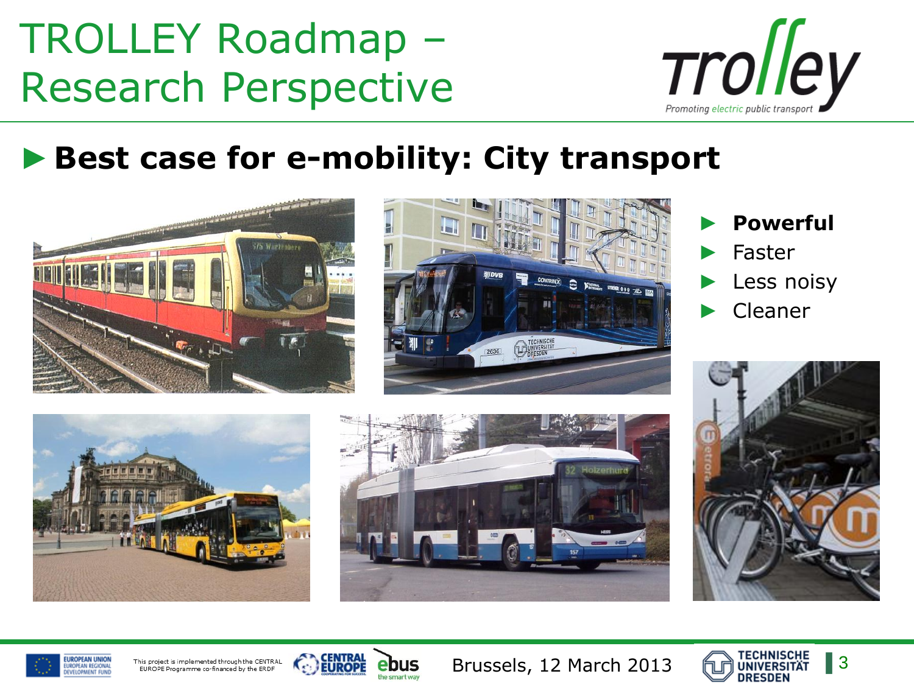# TROLLEY Roadmap – Research Perspective

## ► Best case for e-mobility: City transport

- **Powerful**
- Faster
- Less noisy
- Cleaner

Brussels, 12 March 2013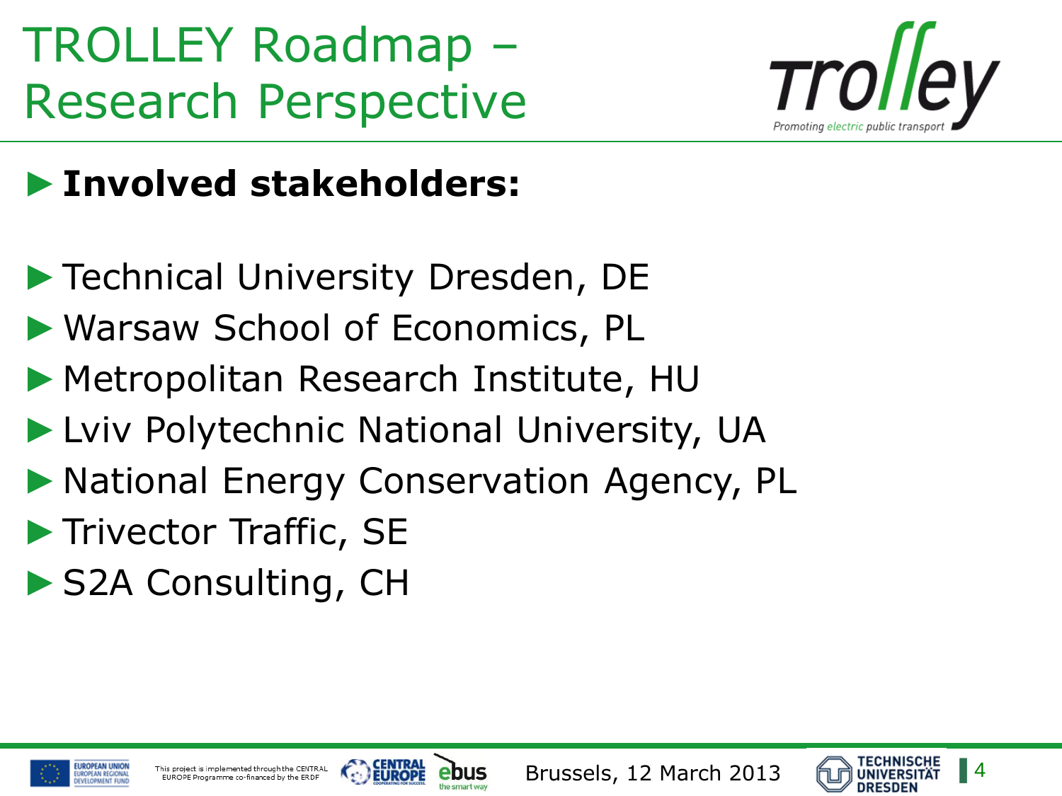# TROLLEY Roadmap – Research Perspective

- **Involved stakeholders:**

- Technical University Dresden, DE
- Warsaw School of Economics, PL
- Metropolitan Research Institute, HU
- Lviv Polytechnic National University, UA
- National Energy Conservation Agency, PL
- Trivector Traffic, SE
- S2A Consulting, CH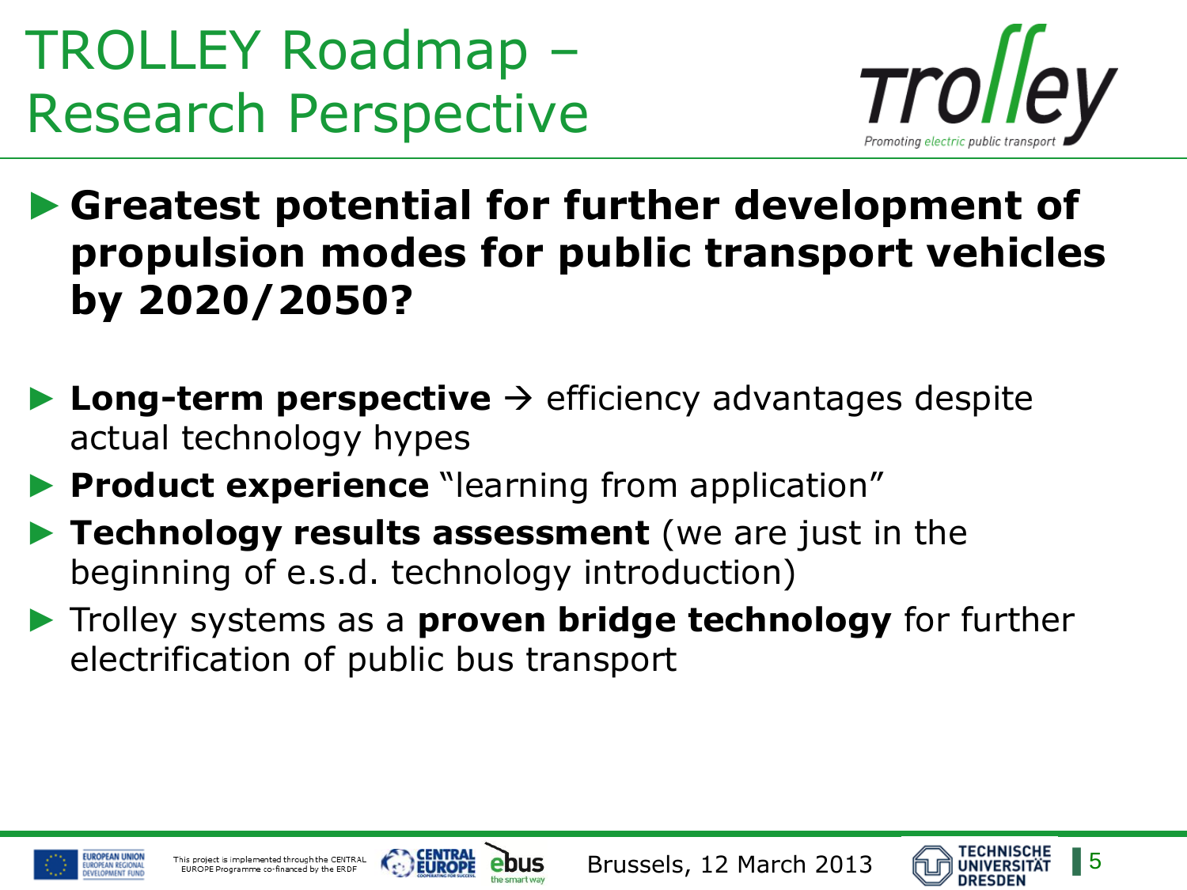# TROLLEY Roadmap – Research Perspective

## Greatest potential for further development of propulsion modes for public transport vehicles by 2020/2050?

- **Long-term perspective** → efficiency advantages despite actual technology hypes
- **Product experience** "learning from application"
- **Technology results assessment** (we are just in the beginning of e.s.d. technology introduction)
- Trolley systems as a **proven bridge technology** for further electrification of public bus transport

Brussels, 12 March 2013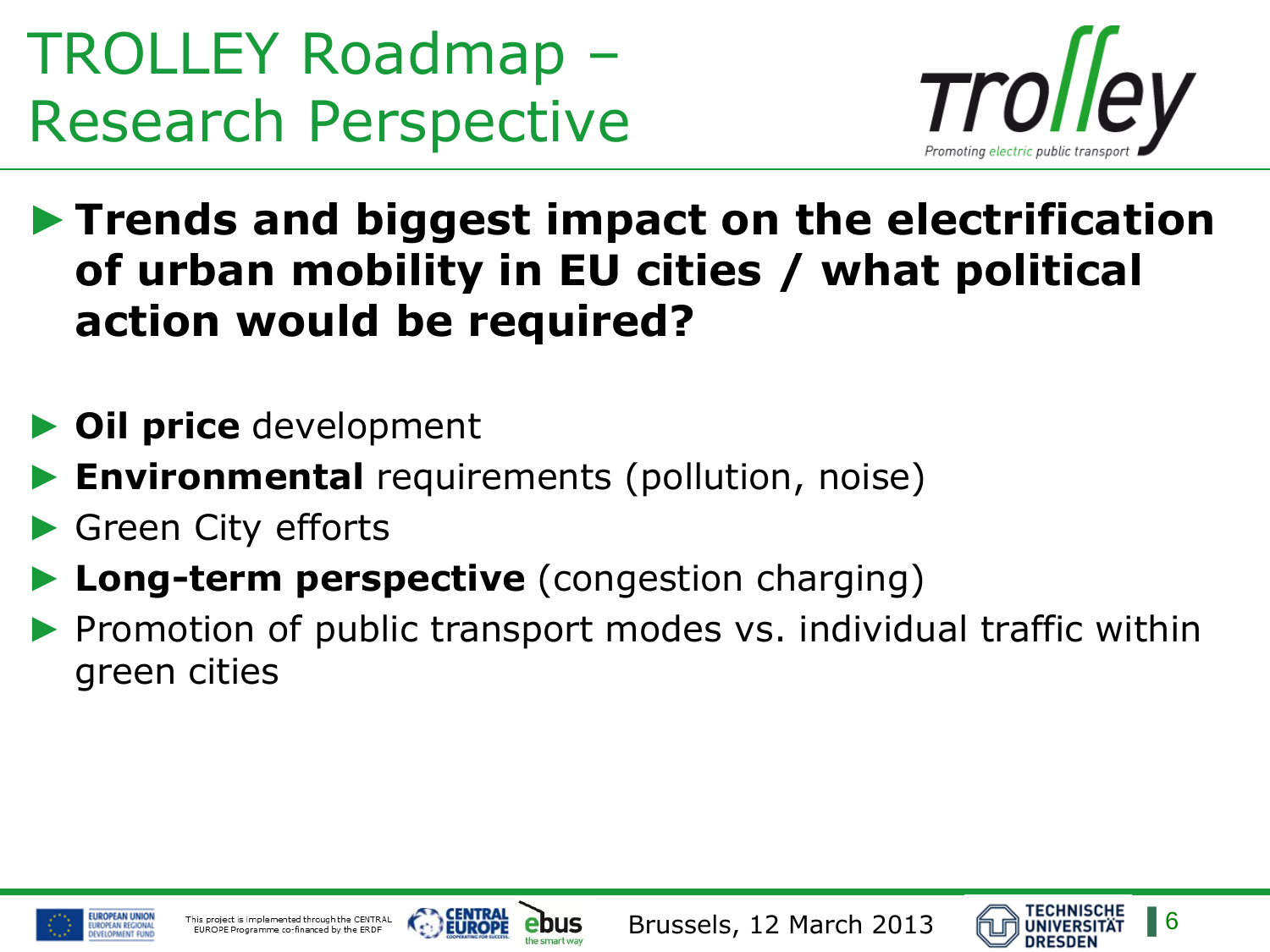# TROLLEY Roadmap – Research Perspective

## Trends and biggest impact on the electrification of urban mobility in EU cities / what political action would be required?

- **Oil price** development
- **Environmental** requirements (pollution, noise)
- Green City efforts
- **Long-term perspective** (congestion charging)
- Promotion of public transport modes vs. individual traffic within green cities

This project is implemented through the CENTRAL EUROPE Programme co-financed by the ERDF

Brussels, 12 March 2013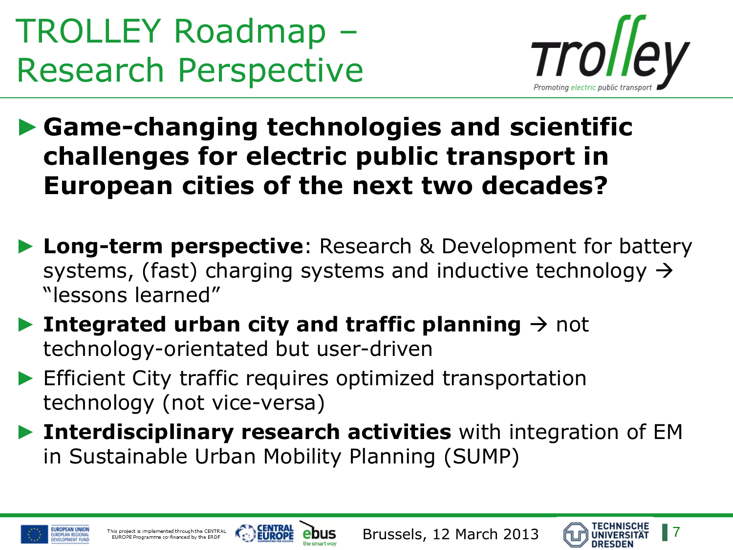# TROLLEY Roadmap – Research Perspective

- **Game-changing technologies and scientific challenges for electric public transport in European cities of the next two decades?**

- **Long-term perspective**: Research & Development for battery systems, (fast) charging systems and inductive technology → "lessons learned"
- **Integrated urban city and traffic planning** → not technology-orientated but user-driven
- Efficient City traffic requires optimized transportation technology (not vice-versa)
- **Interdisciplinary research activities** with integration of EM in Sustainable Urban Mobility Planning (SUMP)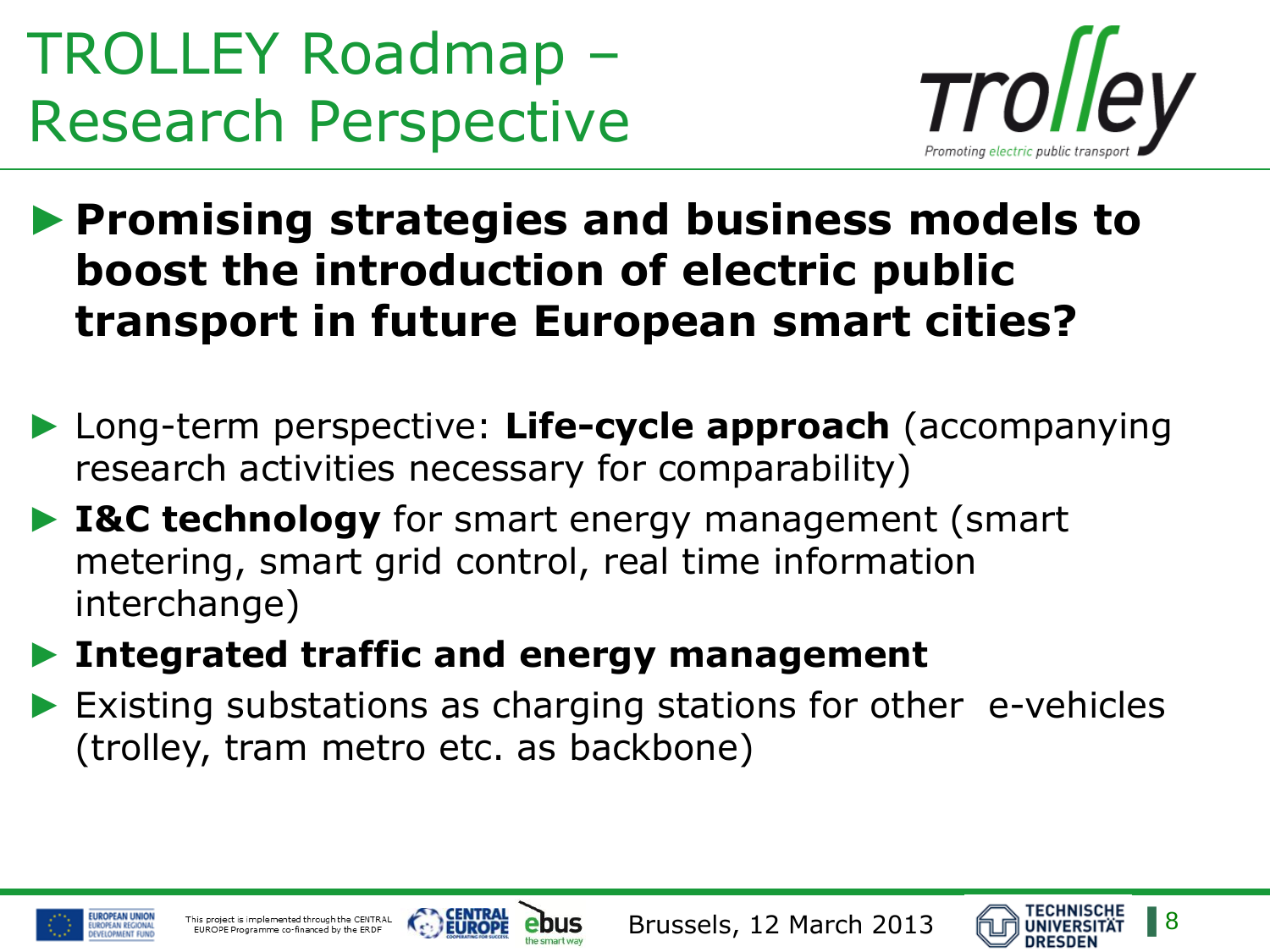# TROLLEY Roadmap – Research Perspective

- **Promising strategies and business models to boost the introduction of electric public transport in future European smart cities?**

- Long-term perspective: **Life-cycle approach** (accompanying research activities necessary for comparability)
- **I&C technology** for smart energy management (smart metering, smart grid control, real time information interchange)
- **Integrated traffic and energy management**
- Existing substations as charging stations for other e-vehicles (trolley, tram metro etc. as backbone)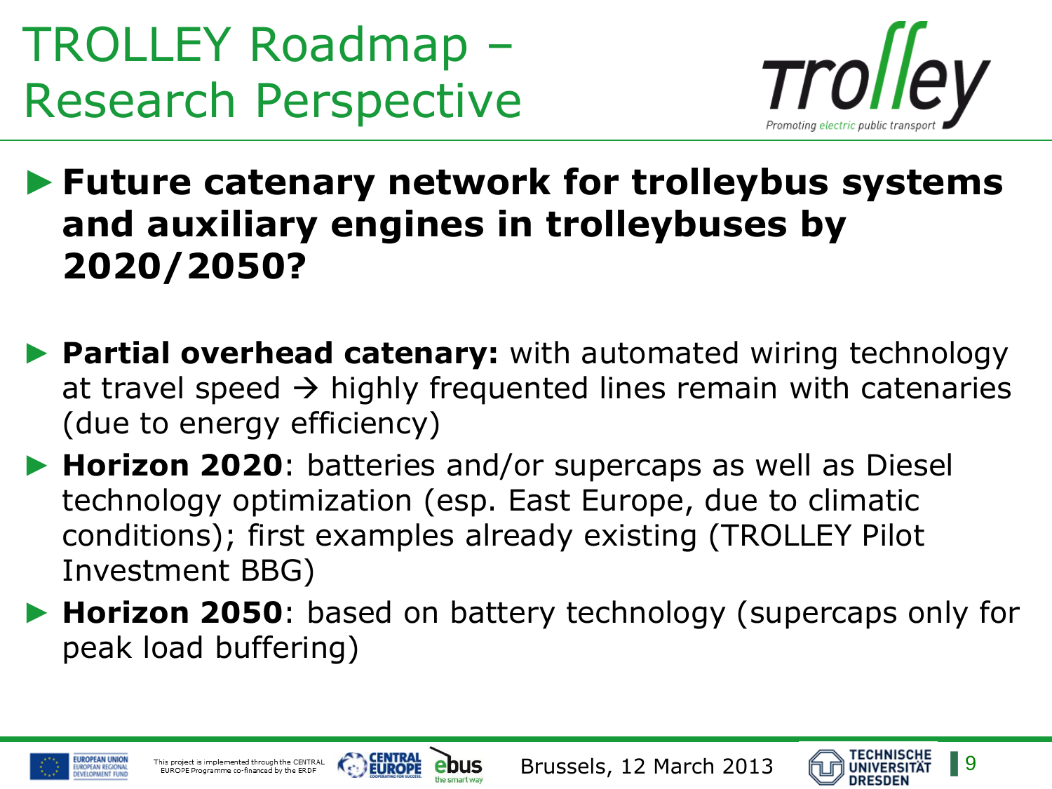# TROLLEY Roadmap – Research Perspective

- **Future catenary network for trolleybus systems and auxiliary engines in trolleybuses by 2020/2050?**

- **Partial overhead catenary:** with automated wiring technology at travel speed → highly frequented lines remain with catenaries (due to energy efficiency)
- **Horizon 2020**: batteries and/or supercaps as well as Diesel technology optimization (esp. East Europe, due to climatic conditions); first examples already existing (TROLLEY Pilot Investment BBG)
- **Horizon 2050**: based on battery technology (supercaps only for peak load buffering)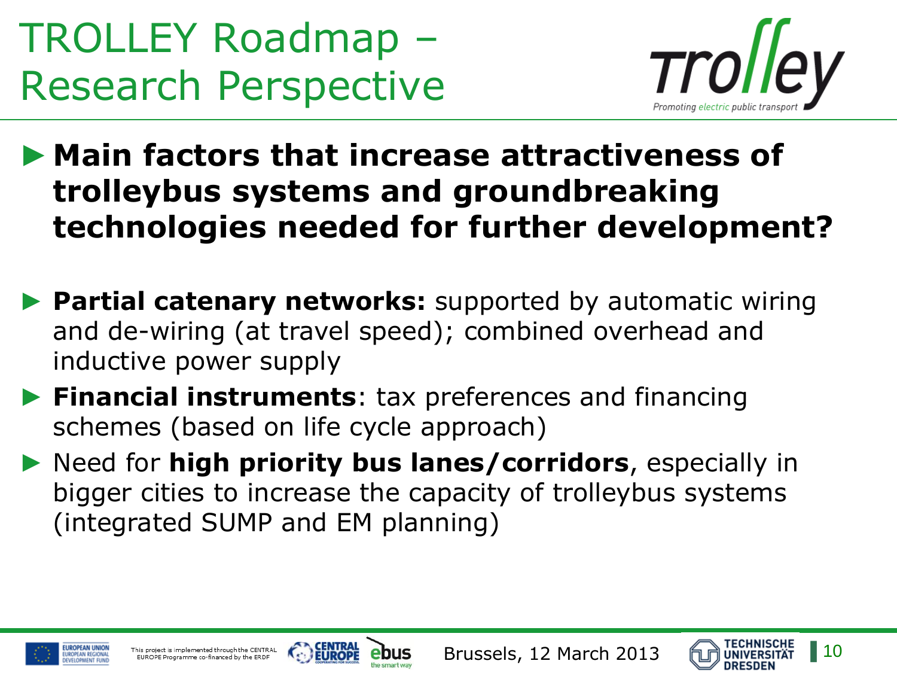# TROLLEY Roadmap – Research Perspective

- **Main factors that increase attractiveness of trolleybus systems and groundbreaking technologies needed for further development?**

- **Partial catenary networks:** supported by automatic wiring and de-wiring (at travel speed); combined overhead and inductive power supply
- **Financial instruments**: tax preferences and financing schemes (based on life cycle approach)
- Need for **high priority bus lanes/corridors**, especially in bigger cities to increase the capacity of trolleybus systems (integrated SUMP and EM planning)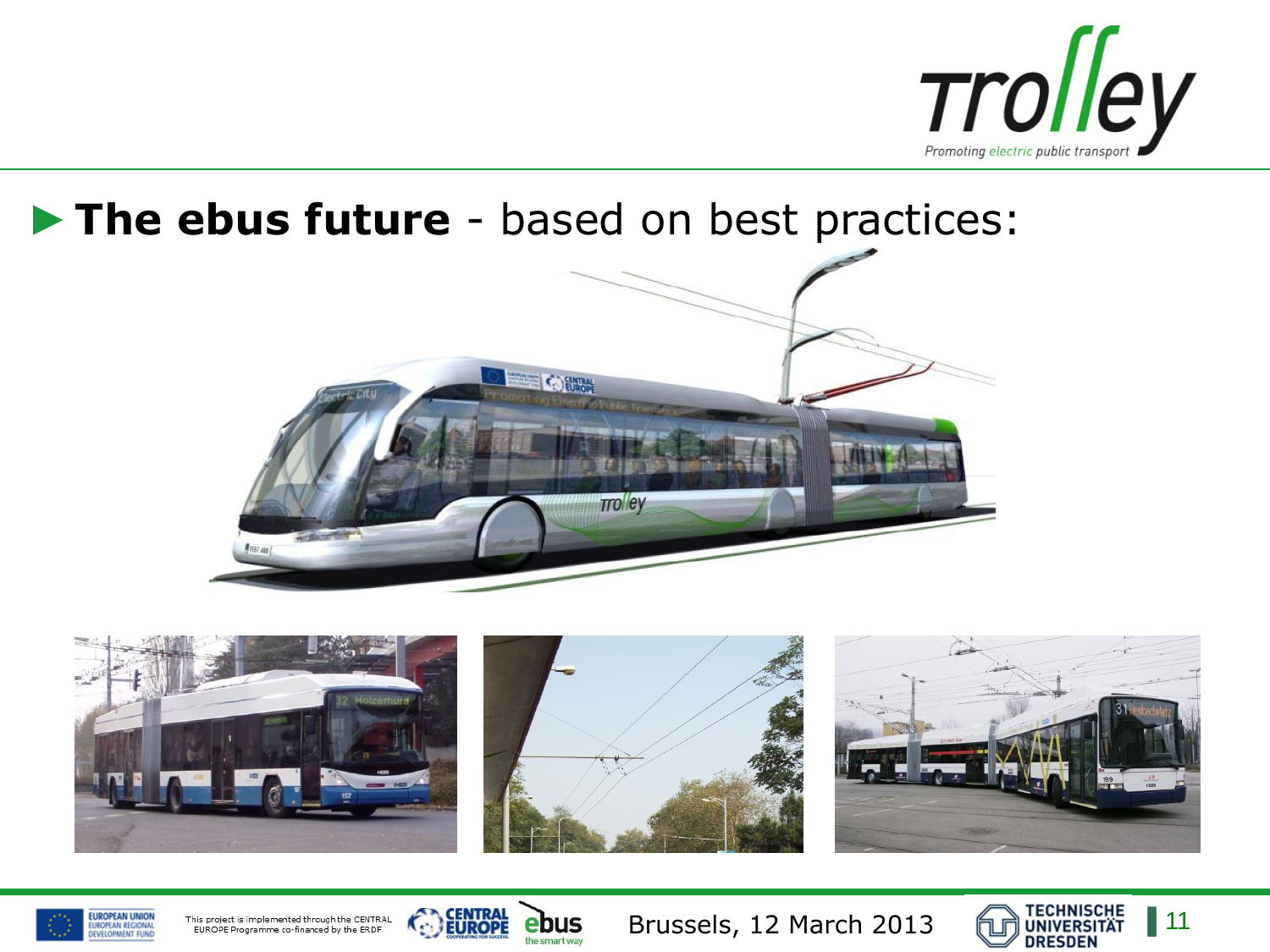## ► **The ebus future** - based on best practices: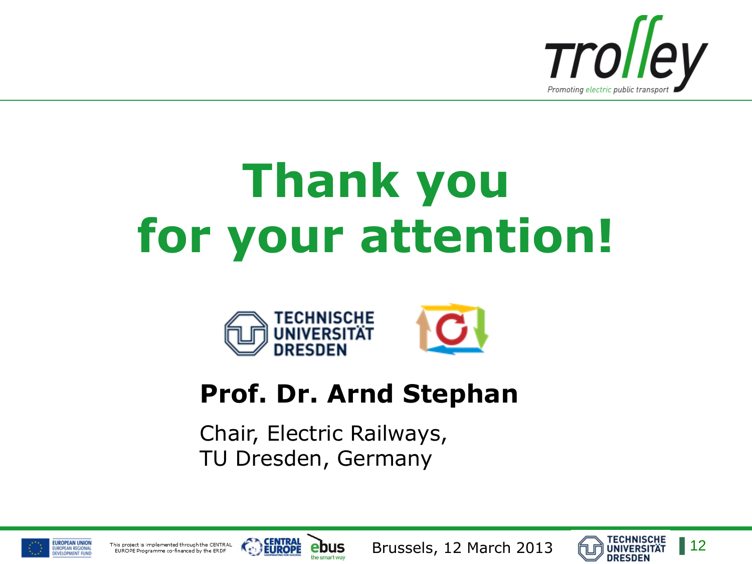# Thank you for your attention!

**Prof. Dr. Arnd Stephan**

Chair, Electric Railways,
TU Dresden, Germany